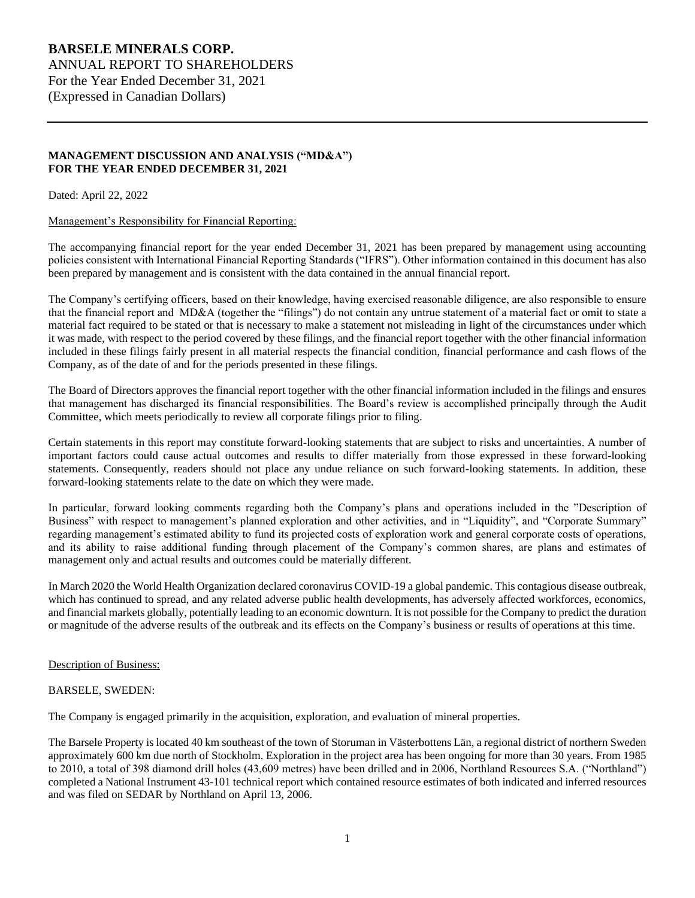# BARSELE MINERALS CORP.

ANNUAL REPORT TO SHAREHOLDERS
For the Year Ended December 31, 2021
(Expressed in Canadian Dollars)

---

**MANAGEMENT DISCUSSION AND ANALYSIS ("MD&A") FOR THE YEAR ENDED DECEMBER 31, 2021**

Dated: April 22, 2022

Management's Responsibility for Financial Reporting:

The accompanying financial report for the year ended December 31, 2021 has been prepared by management using accounting policies consistent with International Financial Reporting Standards ("IFRS"). Other information contained in this document has also been prepared by management and is consistent with the data contained in the annual financial report.

The Company's certifying officers, based on their knowledge, having exercised reasonable diligence, are also responsible to ensure that the financial report and MD&A (together the "filings") do not contain any untrue statement of a material fact or omit to state a material fact required to be stated or that is necessary to make a statement not misleading in light of the circumstances under which it was made, with respect to the period covered by these filings, and the financial report together with the other financial information included in these filings fairly present in all material respects the financial condition, financial performance and cash flows of the Company, as of the date of and for the periods presented in these filings.

The Board of Directors approves the financial report together with the other financial information included in the filings and ensures that management has discharged its financial responsibilities. The Board's review is accomplished principally through the Audit Committee, which meets periodically to review all corporate filings prior to filing.

Certain statements in this report may constitute forward-looking statements that are subject to risks and uncertainties. A number of important factors could cause actual outcomes and results to differ materially from those expressed in these forward-looking statements. Consequently, readers should not place any undue reliance on such forward-looking statements. In addition, these forward-looking statements relate to the date on which they were made.

In particular, forward looking comments regarding both the Company's plans and operations included in the "Description of Business" with respect to management's planned exploration and other activities, and in "Liquidity", and "Corporate Summary" regarding management's estimated ability to fund its projected costs of exploration work and general corporate costs of operations, and its ability to raise additional funding through placement of the Company's common shares, are plans and estimates of management only and actual results and outcomes could be materially different.

In March 2020 the World Health Organization declared coronavirus COVID-19 a global pandemic. This contagious disease outbreak, which has continued to spread, and any related adverse public health developments, has adversely affected workforces, economics, and financial markets globally, potentially leading to an economic downturn. It is not possible for the Company to predict the duration or magnitude of the adverse results of the outbreak and its effects on the Company's business or results of operations at this time.

Description of Business:

BARSELE, SWEDEN:

The Company is engaged primarily in the acquisition, exploration, and evaluation of mineral properties.

The Barsele Property is located 40 km southeast of the town of Storuman in Västerbottens Län, a regional district of northern Sweden approximately 600 km due north of Stockholm. Exploration in the project area has been ongoing for more than 30 years. From 1985 to 2010, a total of 398 diamond drill holes (43,609 metres) have been drilled and in 2006, Northland Resources S.A. ("Northland") completed a National Instrument 43-101 technical report which contained resource estimates of both indicated and inferred resources and was filed on SEDAR by Northland on April 13, 2006.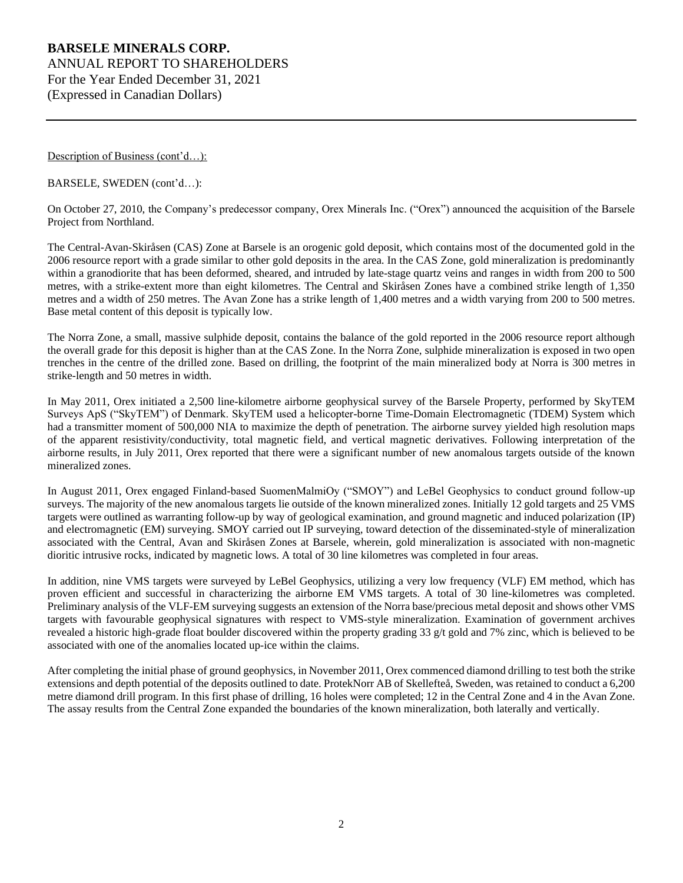Description of Business (cont'd…):

BARSELE, SWEDEN (cont'd…):

On October 27, 2010, the Company's predecessor company, Orex Minerals Inc. ("Orex") announced the acquisition of the Barsele Project from Northland.

The Central-Avan-Skiråsen (CAS) Zone at Barsele is an orogenic gold deposit, which contains most of the documented gold in the 2006 resource report with a grade similar to other gold deposits in the area. In the CAS Zone, gold mineralization is predominantly within a granodiorite that has been deformed, sheared, and intruded by late-stage quartz veins and ranges in width from 200 to 500 metres, with a strike-extent more than eight kilometres. The Central and Skiråsen Zones have a combined strike length of 1,350 metres and a width of 250 metres. The Avan Zone has a strike length of 1,400 metres and a width varying from 200 to 500 metres. Base metal content of this deposit is typically low.

The Norra Zone, a small, massive sulphide deposit, contains the balance of the gold reported in the 2006 resource report although the overall grade for this deposit is higher than at the CAS Zone. In the Norra Zone, sulphide mineralization is exposed in two open trenches in the centre of the drilled zone. Based on drilling, the footprint of the main mineralized body at Norra is 300 metres in strike-length and 50 metres in width.

In May 2011, Orex initiated a 2,500 line-kilometre airborne geophysical survey of the Barsele Property, performed by SkyTEM Surveys ApS ("SkyTEM") of Denmark. SkyTEM used a helicopter-borne Time-Domain Electromagnetic (TDEM) System which had a transmitter moment of 500,000 NIA to maximize the depth of penetration. The airborne survey yielded high resolution maps of the apparent resistivity/conductivity, total magnetic field, and vertical magnetic derivatives. Following interpretation of the airborne results, in July 2011, Orex reported that there were a significant number of new anomalous targets outside of the known mineralized zones.

In August 2011, Orex engaged Finland-based SuomenMalmiOy ("SMOY") and LeBel Geophysics to conduct ground follow-up surveys. The majority of the new anomalous targets lie outside of the known mineralized zones. Initially 12 gold targets and 25 VMS targets were outlined as warranting follow-up by way of geological examination, and ground magnetic and induced polarization (IP) and electromagnetic (EM) surveying. SMOY carried out IP surveying, toward detection of the disseminated-style of mineralization associated with the Central, Avan and Skiråsen Zones at Barsele, wherein, gold mineralization is associated with non-magnetic dioritic intrusive rocks, indicated by magnetic lows. A total of 30 line kilometres was completed in four areas.

In addition, nine VMS targets were surveyed by LeBel Geophysics, utilizing a very low frequency (VLF) EM method, which has proven efficient and successful in characterizing the airborne EM VMS targets. A total of 30 line-kilometres was completed. Preliminary analysis of the VLF-EM surveying suggests an extension of the Norra base/precious metal deposit and shows other VMS targets with favourable geophysical signatures with respect to VMS-style mineralization. Examination of government archives revealed a historic high-grade float boulder discovered within the property grading 33 g/t gold and 7% zinc, which is believed to be associated with one of the anomalies located up-ice within the claims.

After completing the initial phase of ground geophysics, in November 2011, Orex commenced diamond drilling to test both the strike extensions and depth potential of the deposits outlined to date. ProtekNorr AB of Skellefteå, Sweden, was retained to conduct a 6,200 metre diamond drill program. In this first phase of drilling, 16 holes were completed; 12 in the Central Zone and 4 in the Avan Zone. The assay results from the Central Zone expanded the boundaries of the known mineralization, both laterally and vertically.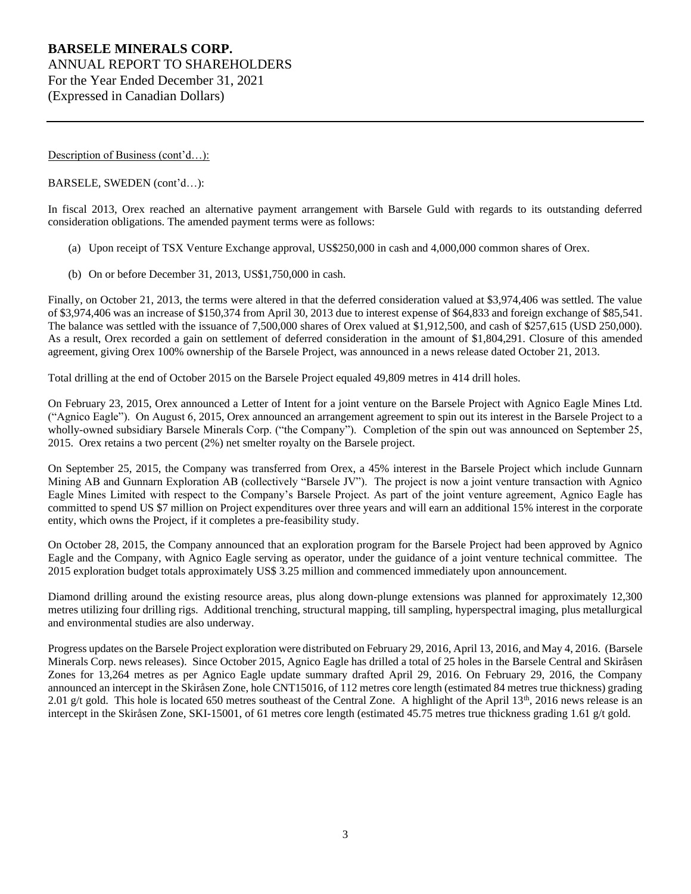Description of Business (cont'd…):

BARSELE, SWEDEN (cont'd…):

In fiscal 2013, Orex reached an alternative payment arrangement with Barsele Guld with regards to its outstanding deferred consideration obligations. The amended payment terms were as follows:

(a) Upon receipt of TSX Venture Exchange approval, US$250,000 in cash and 4,000,000 common shares of Orex.

(b) On or before December 31, 2013, US$1,750,000 in cash.

Finally, on October 21, 2013, the terms were altered in that the deferred consideration valued at $3,974,406 was settled. The value of $3,974,406 was an increase of $150,374 from April 30, 2013 due to interest expense of $64,833 and foreign exchange of $85,541. The balance was settled with the issuance of 7,500,000 shares of Orex valued at $1,912,500, and cash of $257,615 (USD 250,000). As a result, Orex recorded a gain on settlement of deferred consideration in the amount of $1,804,291. Closure of this amended agreement, giving Orex 100% ownership of the Barsele Project, was announced in a news release dated October 21, 2013.

Total drilling at the end of October 2015 on the Barsele Project equaled 49,809 metres in 414 drill holes.

On February 23, 2015, Orex announced a Letter of Intent for a joint venture on the Barsele Project with Agnico Eagle Mines Ltd. ("Agnico Eagle"). On August 6, 2015, Orex announced an arrangement agreement to spin out its interest in the Barsele Project to a wholly-owned subsidiary Barsele Minerals Corp. ("the Company"). Completion of the spin out was announced on September 25, 2015. Orex retains a two percent (2%) net smelter royalty on the Barsele project.

On September 25, 2015, the Company was transferred from Orex, a 45% interest in the Barsele Project which include Gunnarn Mining AB and Gunnarn Exploration AB (collectively "Barsele JV"). The project is now a joint venture transaction with Agnico Eagle Mines Limited with respect to the Company's Barsele Project. As part of the joint venture agreement, Agnico Eagle has committed to spend US $7 million on Project expenditures over three years and will earn an additional 15% interest in the corporate entity, which owns the Project, if it completes a pre-feasibility study.

On October 28, 2015, the Company announced that an exploration program for the Barsele Project had been approved by Agnico Eagle and the Company, with Agnico Eagle serving as operator, under the guidance of a joint venture technical committee. The 2015 exploration budget totals approximately US$ 3.25 million and commenced immediately upon announcement.

Diamond drilling around the existing resource areas, plus along down-plunge extensions was planned for approximately 12,300 metres utilizing four drilling rigs. Additional trenching, structural mapping, till sampling, hyperspectral imaging, plus metallurgical and environmental studies are also underway.

Progress updates on the Barsele Project exploration were distributed on February 29, 2016, April 13, 2016, and May 4, 2016. (Barsele Minerals Corp. news releases). Since October 2015, Agnico Eagle has drilled a total of 25 holes in the Barsele Central and Skiråsen Zones for 13,264 metres as per Agnico Eagle update summary drafted April 29, 2016. On February 29, 2016, the Company announced an intercept in the Skiråsen Zone, hole CNT15016, of 112 metres core length (estimated 84 metres true thickness) grading 2.01 g/t gold. This hole is located 650 metres southeast of the Central Zone. A highlight of the April 13th, 2016 news release is an intercept in the Skiråsen Zone, SKI-15001, of 61 metres core length (estimated 45.75 metres true thickness grading 1.61 g/t gold.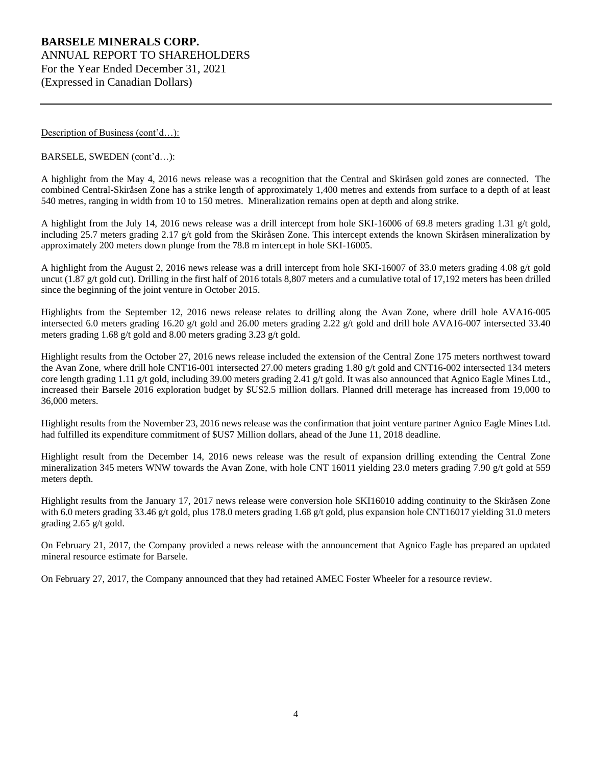Description of Business (cont'd…):

BARSELE, SWEDEN (cont'd…):

A highlight from the May 4, 2016 news release was a recognition that the Central and Skiråsen gold zones are connected. The combined Central-Skiråsen Zone has a strike length of approximately 1,400 metres and extends from surface to a depth of at least 540 metres, ranging in width from 10 to 150 metres. Mineralization remains open at depth and along strike.

A highlight from the July 14, 2016 news release was a drill intercept from hole SKI-16006 of 69.8 meters grading 1.31 g/t gold, including 25.7 meters grading 2.17 g/t gold from the Skiråsen Zone. This intercept extends the known Skiråsen mineralization by approximately 200 meters down plunge from the 78.8 m intercept in hole SKI-16005.

A highlight from the August 2, 2016 news release was a drill intercept from hole SKI-16007 of 33.0 meters grading 4.08 g/t gold uncut (1.87 g/t gold cut). Drilling in the first half of 2016 totals 8,807 meters and a cumulative total of 17,192 meters has been drilled since the beginning of the joint venture in October 2015.

Highlights from the September 12, 2016 news release relates to drilling along the Avan Zone, where drill hole AVA16-005 intersected 6.0 meters grading 16.20 g/t gold and 26.00 meters grading 2.22 g/t gold and drill hole AVA16-007 intersected 33.40 meters grading 1.68 g/t gold and 8.00 meters grading 3.23 g/t gold.

Highlight results from the October 27, 2016 news release included the extension of the Central Zone 175 meters northwest toward the Avan Zone, where drill hole CNT16-001 intersected 27.00 meters grading 1.80 g/t gold and CNT16-002 intersected 134 meters core length grading 1.11 g/t gold, including 39.00 meters grading 2.41 g/t gold. It was also announced that Agnico Eagle Mines Ltd., increased their Barsele 2016 exploration budget by $US2.5 million dollars. Planned drill meterage has increased from 19,000 to 36,000 meters.

Highlight results from the November 23, 2016 news release was the confirmation that joint venture partner Agnico Eagle Mines Ltd. had fulfilled its expenditure commitment of $US7 Million dollars, ahead of the June 11, 2018 deadline.

Highlight result from the December 14, 2016 news release was the result of expansion drilling extending the Central Zone mineralization 345 meters WNW towards the Avan Zone, with hole CNT 16011 yielding 23.0 meters grading 7.90 g/t gold at 559 meters depth.

Highlight results from the January 17, 2017 news release were conversion hole SKI16010 adding continuity to the Skiråsen Zone with 6.0 meters grading 33.46 g/t gold, plus 178.0 meters grading 1.68 g/t gold, plus expansion hole CNT16017 yielding 31.0 meters grading 2.65 g/t gold.

On February 21, 2017, the Company provided a news release with the announcement that Agnico Eagle has prepared an updated mineral resource estimate for Barsele.

On February 27, 2017, the Company announced that they had retained AMEC Foster Wheeler for a resource review.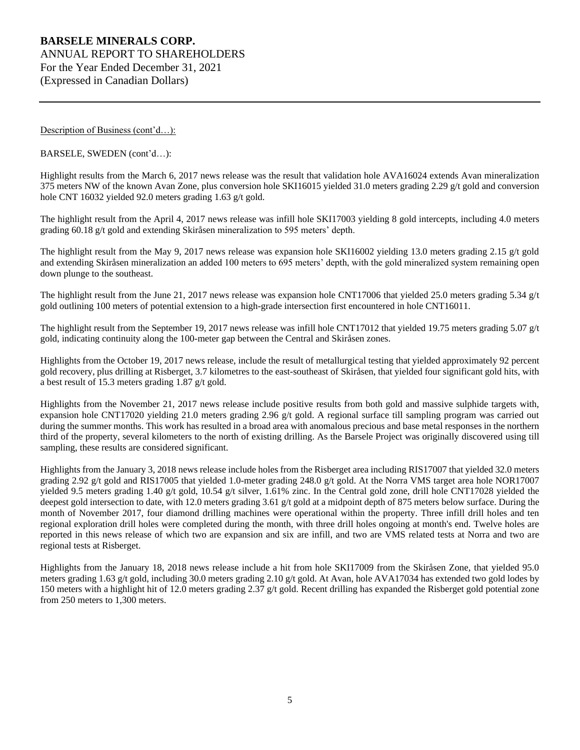Description of Business (cont'd…):

BARSELE, SWEDEN (cont'd…):

Highlight results from the March 6, 2017 news release was the result that validation hole AVA16024 extends Avan mineralization 375 meters NW of the known Avan Zone, plus conversion hole SKI16015 yielded 31.0 meters grading 2.29 g/t gold and conversion hole CNT 16032 yielded 92.0 meters grading 1.63 g/t gold.

The highlight result from the April 4, 2017 news release was infill hole SKI17003 yielding 8 gold intercepts, including 4.0 meters grading 60.18 g/t gold and extending Skiråsen mineralization to 595 meters' depth.

The highlight result from the May 9, 2017 news release was expansion hole SKI16002 yielding 13.0 meters grading 2.15 g/t gold and extending Skiråsen mineralization an added 100 meters to 695 meters' depth, with the gold mineralized system remaining open down plunge to the southeast.

The highlight result from the June 21, 2017 news release was expansion hole CNT17006 that yielded 25.0 meters grading 5.34 g/t gold outlining 100 meters of potential extension to a high-grade intersection first encountered in hole CNT16011.

The highlight result from the September 19, 2017 news release was infill hole CNT17012 that yielded 19.75 meters grading 5.07 g/t gold, indicating continuity along the 100-meter gap between the Central and Skiråsen zones.

Highlights from the October 19, 2017 news release, include the result of metallurgical testing that yielded approximately 92 percent gold recovery, plus drilling at Risberget, 3.7 kilometres to the east-southeast of Skiråsen, that yielded four significant gold hits, with a best result of 15.3 meters grading 1.87 g/t gold.

Highlights from the November 21, 2017 news release include positive results from both gold and massive sulphide targets with, expansion hole CNT17020 yielding 21.0 meters grading 2.96 g/t gold. A regional surface till sampling program was carried out during the summer months. This work has resulted in a broad area with anomalous precious and base metal responses in the northern third of the property, several kilometers to the north of existing drilling. As the Barsele Project was originally discovered using till sampling, these results are considered significant.

Highlights from the January 3, 2018 news release include holes from the Risberget area including RIS17007 that yielded 32.0 meters grading 2.92 g/t gold and RIS17005 that yielded 1.0-meter grading 248.0 g/t gold. At the Norra VMS target area hole NOR17007 yielded 9.5 meters grading 1.40 g/t gold, 10.54 g/t silver, 1.61% zinc. In the Central gold zone, drill hole CNT17028 yielded the deepest gold intersection to date, with 12.0 meters grading 3.61 g/t gold at a midpoint depth of 875 meters below surface. During the month of November 2017, four diamond drilling machines were operational within the property. Three infill drill holes and ten regional exploration drill holes were completed during the month, with three drill holes ongoing at month's end. Twelve holes are reported in this news release of which two are expansion and six are infill, and two are VMS related tests at Norra and two are regional tests at Risberget.

Highlights from the January 18, 2018 news release include a hit from hole SKI17009 from the Skiråsen Zone, that yielded 95.0 meters grading 1.63 g/t gold, including 30.0 meters grading 2.10 g/t gold. At Avan, hole AVA17034 has extended two gold lodes by 150 meters with a highlight hit of 12.0 meters grading 2.37 g/t gold. Recent drilling has expanded the Risberget gold potential zone from 250 meters to 1,300 meters.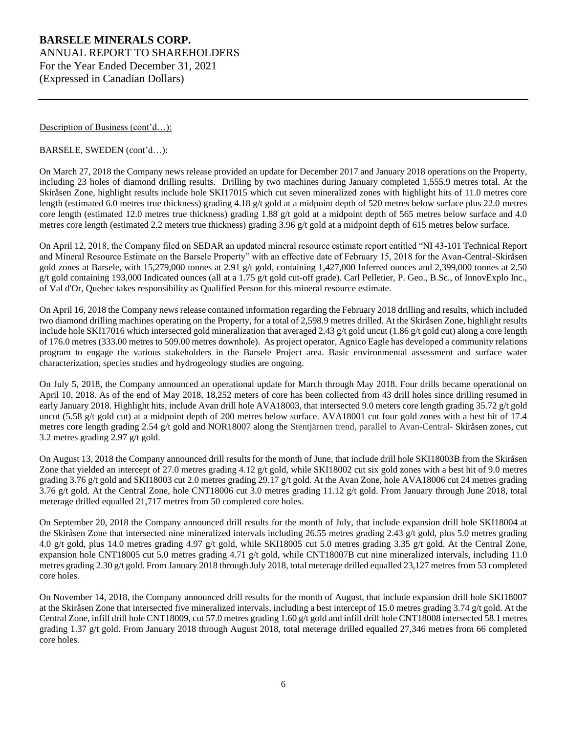Description of Business (cont'd…):

BARSELE, SWEDEN (cont'd…):

On March 27, 2018 the Company news release provided an update for December 2017 and January 2018 operations on the Property, including 23 holes of diamond drilling results. Drilling by two machines during January completed 1,555.9 metres total. At the Skiråsen Zone, highlight results include hole SKI17015 which cut seven mineralized zones with highlight hits of 11.0 metres core length (estimated 6.0 metres true thickness) grading 4.18 g/t gold at a midpoint depth of 520 metres below surface plus 22.0 metres core length (estimated 12.0 metres true thickness) grading 1.88 g/t gold at a midpoint depth of 565 metres below surface and 4.0 metres core length (estimated 2.2 meters true thickness) grading 3.96 g/t gold at a midpoint depth of 615 metres below surface.

On April 12, 2018, the Company filed on SEDAR an updated mineral resource estimate report entitled "NI 43-101 Technical Report and Mineral Resource Estimate on the Barsele Property" with an effective date of February 15, 2018 for the Avan-Central-Skiråsen gold zones at Barsele, with 15,279,000 tonnes at 2.91 g/t gold, containing 1,427,000 Inferred ounces and 2,399,000 tonnes at 2.50 g/t gold containing 193,000 Indicated ounces (all at a 1.75 g/t gold cut-off grade). Carl Pelletier, P. Geo., B.Sc., of InnovExplo Inc., of Val d'Or, Quebec takes responsibility as Qualified Person for this mineral resource estimate.

On April 16, 2018 the Company news release contained information regarding the February 2018 drilling and results, which included two diamond drilling machines operating on the Property, for a total of 2,598.9 metres drilled. At the Skiråsen Zone, highlight results include hole SKI17016 which intersected gold mineralization that averaged 2.43 g/t gold uncut (1.86 g/t gold cut) along a core length of 176.0 metres (333.00 metres to 509.00 metres downhole). As project operator, Agnico Eagle has developed a community relations program to engage the various stakeholders in the Barsele Project area. Basic environmental assessment and surface water characterization, species studies and hydrogeology studies are ongoing.

On July 5, 2018, the Company announced an operational update for March through May 2018. Four drills became operational on April 10, 2018. As of the end of May 2018, 18,252 meters of core has been collected from 43 drill holes since drilling resumed in early January 2018. Highlight hits, include Avan drill hole AVA18003, that intersected 9.0 meters core length grading 35.72 g/t gold uncut (5.58 g/t gold cut) at a midpoint depth of 200 metres below surface. AVA18001 cut four gold zones with a best hit of 17.4 metres core length grading 2.54 g/t gold and NOR18007 along the Stentjärnen trend, parallel to Avan-Central- Skiråsen zones, cut 3.2 metres grading 2.97 g/t gold.

On August 13, 2018 the Company announced drill results for the month of June, that include drill hole SKI18003B from the Skiråsen Zone that yielded an intercept of 27.0 metres grading 4.12 g/t gold, while SKI18002 cut six gold zones with a best hit of 9.0 metres grading 3.76 g/t gold and SKI18003 cut 2.0 metres grading 29.17 g/t gold. At the Avan Zone, hole AVA18006 cut 24 metres grading 3.76 g/t gold. At the Central Zone, hole CNT18006 cut 3.0 metres grading 11.12 g/t gold. From January through June 2018, total meterage drilled equalled 21,717 metres from 50 completed core holes.

On September 20, 2018 the Company announced drill results for the month of July, that include expansion drill hole SKI18004 at the Skiråsen Zone that intersected nine mineralized intervals including 26.55 metres grading 2.43 g/t gold, plus 5.0 metres grading 4.0 g/t gold, plus 14.0 metres grading 4.97 g/t gold, while SKI18005 cut 5.0 metres grading 3.35 g/t gold. At the Central Zone, expansion hole CNT18005 cut 5.0 metres grading 4.71 g/t gold, while CNT18007B cut nine mineralized intervals, including 11.0 metres grading 2.30 g/t gold. From January 2018 through July 2018, total meterage drilled equalled 23,127 metres from 53 completed core holes.

On November 14, 2018, the Company announced drill results for the month of August, that include expansion drill hole SKI18007 at the Skiråsen Zone that intersected five mineralized intervals, including a best intercept of 15.0 metres grading 3.74 g/t gold. At the Central Zone, infill drill hole CNT18009, cut 57.0 metres grading 1.60 g/t gold and infill drill hole CNT18008 intersected 58.1 metres grading 1.37 g/t gold. From January 2018 through August 2018, total meterage drilled equalled 27,346 metres from 66 completed core holes.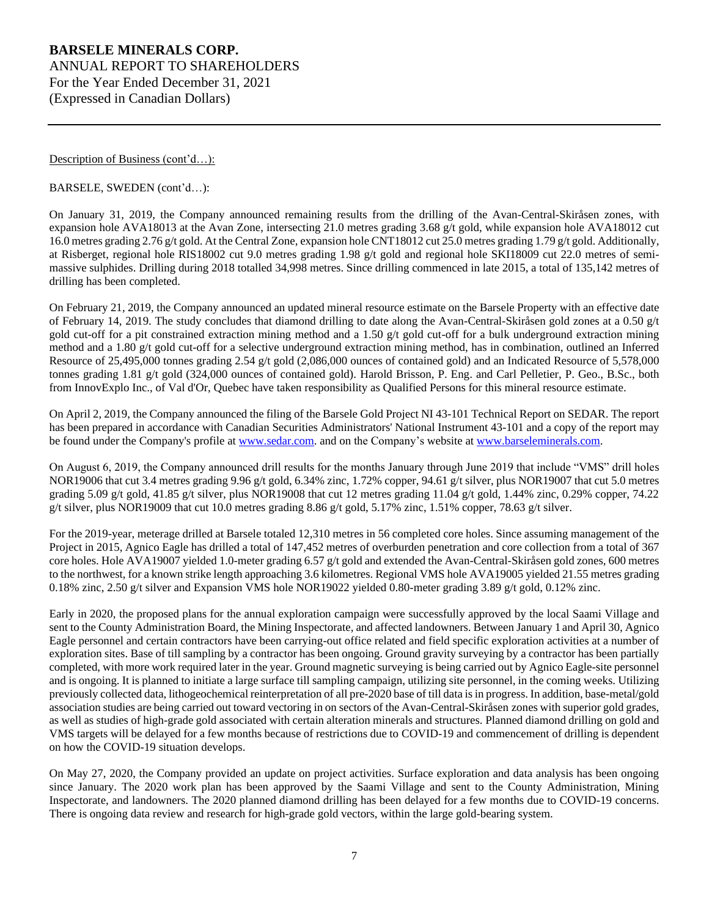Description of Business (cont'd…):

BARSELE, SWEDEN (cont'd…):

On January 31, 2019, the Company announced remaining results from the drilling of the Avan-Central-Skiråsen zones, with expansion hole AVA18013 at the Avan Zone, intersecting 21.0 metres grading 3.68 g/t gold, while expansion hole AVA18012 cut 16.0 metres grading 2.76 g/t gold. At the Central Zone, expansion hole CNT18012 cut 25.0 metres grading 1.79 g/t gold. Additionally, at Risberget, regional hole RIS18002 cut 9.0 metres grading 1.98 g/t gold and regional hole SKI18009 cut 22.0 metres of semi-massive sulphides. Drilling during 2018 totalled 34,998 metres. Since drilling commenced in late 2015, a total of 135,142 metres of drilling has been completed.

On February 21, 2019, the Company announced an updated mineral resource estimate on the Barsele Property with an effective date of February 14, 2019. The study concludes that diamond drilling to date along the Avan-Central-Skiråsen gold zones at a 0.50 g/t gold cut-off for a pit constrained extraction mining method and a 1.50 g/t gold cut-off for a bulk underground extraction mining method and a 1.80 g/t gold cut-off for a selective underground extraction mining method, has in combination, outlined an Inferred Resource of 25,495,000 tonnes grading 2.54 g/t gold (2,086,000 ounces of contained gold) and an Indicated Resource of 5,578,000 tonnes grading 1.81 g/t gold (324,000 ounces of contained gold). Harold Brisson, P. Eng. and Carl Pelletier, P. Geo., B.Sc., both from InnovExplo Inc., of Val d'Or, Quebec have taken responsibility as Qualified Persons for this mineral resource estimate.

On April 2, 2019, the Company announced the filing of the Barsele Gold Project NI 43-101 Technical Report on SEDAR. The report has been prepared in accordance with Canadian Securities Administrators' National Instrument 43-101 and a copy of the report may be found under the Company's profile at www.sedar.com. and on the Company's website at www.barseleminerals.com.

On August 6, 2019, the Company announced drill results for the months January through June 2019 that include "VMS" drill holes NOR19006 that cut 3.4 metres grading 9.96 g/t gold, 6.34% zinc, 1.72% copper, 94.61 g/t silver, plus NOR19007 that cut 5.0 metres grading 5.09 g/t gold, 41.85 g/t silver, plus NOR19008 that cut 12 metres grading 11.04 g/t gold, 1.44% zinc, 0.29% copper, 74.22 g/t silver, plus NOR19009 that cut 10.0 metres grading 8.86 g/t gold, 5.17% zinc, 1.51% copper, 78.63 g/t silver.

For the 2019-year, meterage drilled at Barsele totaled 12,310 metres in 56 completed core holes. Since assuming management of the Project in 2015, Agnico Eagle has drilled a total of 147,452 metres of overburden penetration and core collection from a total of 367 core holes. Hole AVA19007 yielded 1.0-meter grading 6.57 g/t gold and extended the Avan-Central-Skiråsen gold zones, 600 metres to the northwest, for a known strike length approaching 3.6 kilometres. Regional VMS hole AVA19005 yielded 21.55 metres grading 0.18% zinc, 2.50 g/t silver and Expansion VMS hole NOR19022 yielded 0.80-meter grading 3.89 g/t gold, 0.12% zinc.

Early in 2020, the proposed plans for the annual exploration campaign were successfully approved by the local Saami Village and sent to the County Administration Board, the Mining Inspectorate, and affected landowners. Between January 1 and April 30, Agnico Eagle personnel and certain contractors have been carrying-out office related and field specific exploration activities at a number of exploration sites. Base of till sampling by a contractor has been ongoing. Ground gravity surveying by a contractor has been partially completed, with more work required later in the year. Ground magnetic surveying is being carried out by Agnico Eagle-site personnel and is ongoing. It is planned to initiate a large surface till sampling campaign, utilizing site personnel, in the coming weeks. Utilizing previously collected data, lithogeochemical reinterpretation of all pre-2020 base of till data is in progress. In addition, base-metal/gold association studies are being carried out toward vectoring in on sectors of the Avan-Central-Skiråsen zones with superior gold grades, as well as studies of high-grade gold associated with certain alteration minerals and structures. Planned diamond drilling on gold and VMS targets will be delayed for a few months because of restrictions due to COVID-19 and commencement of drilling is dependent on how the COVID-19 situation develops.

On May 27, 2020, the Company provided an update on project activities. Surface exploration and data analysis has been ongoing since January. The 2020 work plan has been approved by the Saami Village and sent to the County Administration, Mining Inspectorate, and landowners. The 2020 planned diamond drilling has been delayed for a few months due to COVID-19 concerns. There is ongoing data review and research for high-grade gold vectors, within the large gold-bearing system.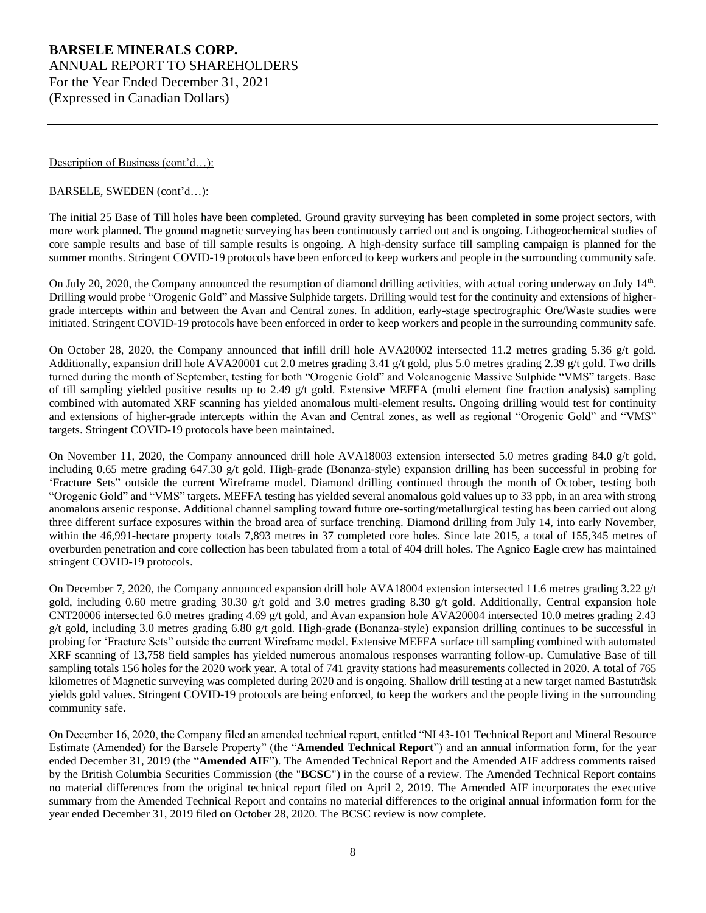Description of Business (cont'd…):

BARSELE, SWEDEN (cont'd…):

The initial 25 Base of Till holes have been completed. Ground gravity surveying has been completed in some project sectors, with more work planned. The ground magnetic surveying has been continuously carried out and is ongoing. Lithogeochemical studies of core sample results and base of till sample results is ongoing. A high-density surface till sampling campaign is planned for the summer months. Stringent COVID-19 protocols have been enforced to keep workers and people in the surrounding community safe.

On July 20, 2020, the Company announced the resumption of diamond drilling activities, with actual coring underway on July 14th. Drilling would probe "Orogenic Gold" and Massive Sulphide targets. Drilling would test for the continuity and extensions of higher-grade intercepts within and between the Avan and Central zones. In addition, early-stage spectrographic Ore/Waste studies were initiated. Stringent COVID-19 protocols have been enforced in order to keep workers and people in the surrounding community safe.

On October 28, 2020, the Company announced that infill drill hole AVA20002 intersected 11.2 metres grading 5.36 g/t gold. Additionally, expansion drill hole AVA20001 cut 2.0 metres grading 3.41 g/t gold, plus 5.0 metres grading 2.39 g/t gold. Two drills turned during the month of September, testing for both "Orogenic Gold" and Volcanogenic Massive Sulphide "VMS" targets. Base of till sampling yielded positive results up to 2.49 g/t gold. Extensive MEFFA (multi element fine fraction analysis) sampling combined with automated XRF scanning has yielded anomalous multi-element results. Ongoing drilling would test for continuity and extensions of higher-grade intercepts within the Avan and Central zones, as well as regional "Orogenic Gold" and "VMS" targets. Stringent COVID-19 protocols have been maintained.

On November 11, 2020, the Company announced drill hole AVA18003 extension intersected 5.0 metres grading 84.0 g/t gold, including 0.65 metre grading 647.30 g/t gold. High-grade (Bonanza-style) expansion drilling has been successful in probing for 'Fracture Sets" outside the current Wireframe model. Diamond drilling continued through the month of October, testing both "Orogenic Gold" and "VMS" targets. MEFFA testing has yielded several anomalous gold values up to 33 ppb, in an area with strong anomalous arsenic response. Additional channel sampling toward future ore-sorting/metallurgical testing has been carried out along three different surface exposures within the broad area of surface trenching. Diamond drilling from July 14, into early November, within the 46,991-hectare property totals 7,893 metres in 37 completed core holes. Since late 2015, a total of 155,345 metres of overburden penetration and core collection has been tabulated from a total of 404 drill holes. The Agnico Eagle crew has maintained stringent COVID-19 protocols.

On December 7, 2020, the Company announced expansion drill hole AVA18004 extension intersected 11.6 metres grading 3.22 g/t gold, including 0.60 metre grading 30.30 g/t gold and 3.0 metres grading 8.30 g/t gold. Additionally, Central expansion hole CNT20006 intersected 6.0 metres grading 4.69 g/t gold, and Avan expansion hole AVA20004 intersected 10.0 metres grading 2.43 g/t gold, including 3.0 metres grading 6.80 g/t gold. High-grade (Bonanza-style) expansion drilling continues to be successful in probing for 'Fracture Sets' outside the current Wireframe model. Extensive MEFFA surface till sampling combined with automated XRF scanning of 13,758 field samples has yielded numerous anomalous responses warranting follow-up. Cumulative Base of till sampling totals 156 holes for the 2020 work year. A total of 741 gravity stations had measurements collected in 2020. A total of 765 kilometres of Magnetic surveying was completed during 2020 and is ongoing. Shallow drill testing at a new target named Bastuträsk yields gold values. Stringent COVID-19 protocols are being enforced, to keep the workers and the people living in the surrounding community safe.

On December 16, 2020, the Company filed an amended technical report, entitled "NI 43-101 Technical Report and Mineral Resource Estimate (Amended) for the Barsele Property" (the "**Amended Technical Report**") and an annual information form, for the year ended December 31, 2019 (the "**Amended AIF**"). The Amended Technical Report and the Amended AIF address comments raised by the British Columbia Securities Commission (the "**BCSC**") in the course of a review. The Amended Technical Report contains no material differences from the original technical report filed on April 2, 2019. The Amended AIF incorporates the executive summary from the Amended Technical Report and contains no material differences to the original annual information form for the year ended December 31, 2019 filed on October 28, 2020. The BCSC review is now complete.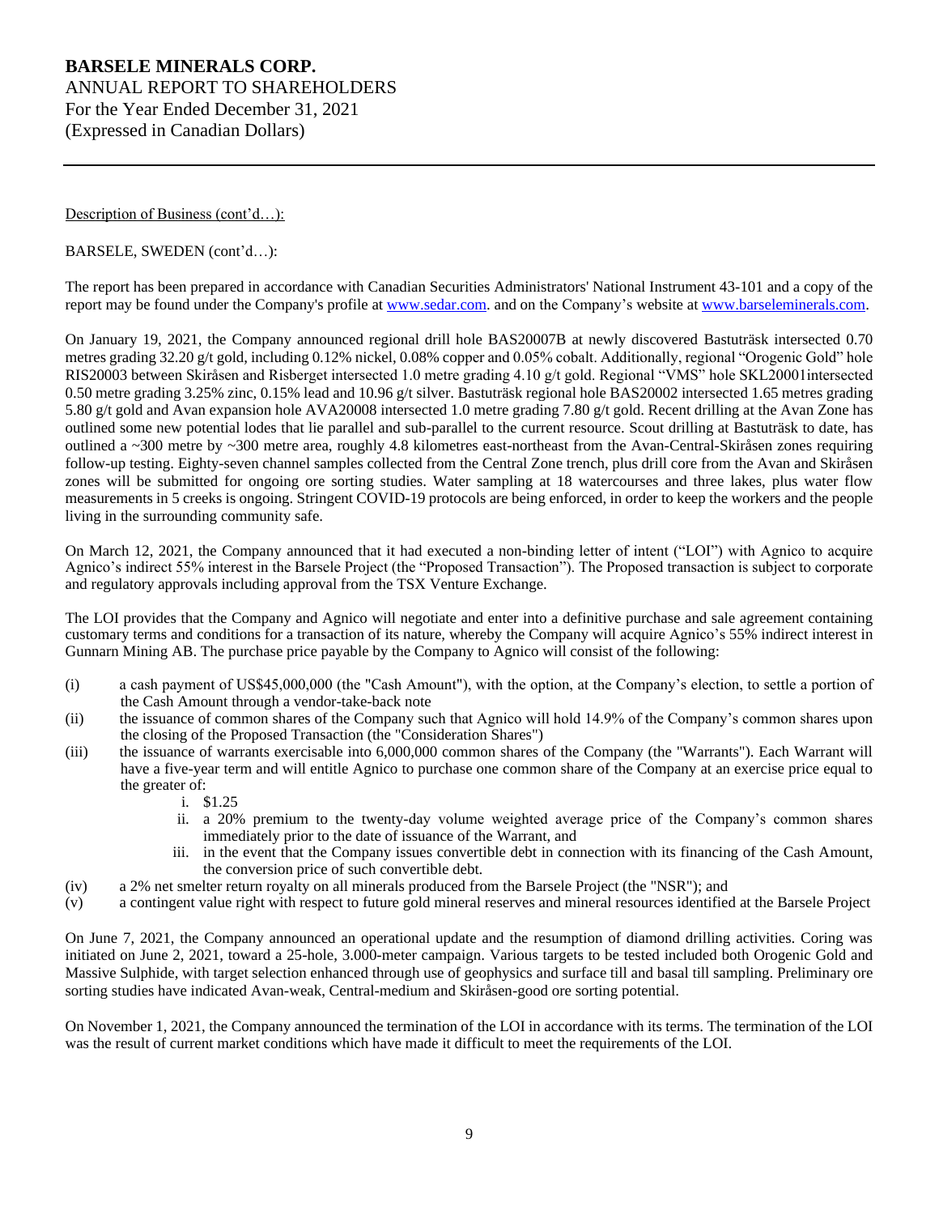Description of Business (cont'd…):

BARSELE, SWEDEN (cont'd…):

The report has been prepared in accordance with Canadian Securities Administrators' National Instrument 43-101 and a copy of the report may be found under the Company's profile at www.sedar.com. and on the Company's website at www.barseleminerals.com.

On January 19, 2021, the Company announced regional drill hole BAS20007B at newly discovered Bastuträsk intersected 0.70 metres grading 32.20 g/t gold, including 0.12% nickel, 0.08% copper and 0.05% cobalt. Additionally, regional "Orogenic Gold" hole RIS20003 between Skiråsen and Risberget intersected 1.0 metre grading 4.10 g/t gold. Regional "VMS" hole SKL20001intersected 0.50 metre grading 3.25% zinc, 0.15% lead and 10.96 g/t silver. Bastuträsk regional hole BAS20002 intersected 1.65 metres grading 5.80 g/t gold and Avan expansion hole AVA20008 intersected 1.0 metre grading 7.80 g/t gold. Recent drilling at the Avan Zone has outlined some new potential lodes that lie parallel and sub-parallel to the current resource. Scout drilling at Bastuträsk to date, has outlined a ~300 metre by ~300 metre area, roughly 4.8 kilometres east-northeast from the Avan-Central-Skiråsen zones requiring follow-up testing. Eighty-seven channel samples collected from the Central Zone trench, plus drill core from the Avan and Skiråsen zones will be submitted for ongoing ore sorting studies. Water sampling at 18 watercourses and three lakes, plus water flow measurements in 5 creeks is ongoing. Stringent COVID-19 protocols are being enforced, in order to keep the workers and the people living in the surrounding community safe.

On March 12, 2021, the Company announced that it had executed a non-binding letter of intent ("LOI") with Agnico to acquire Agnico's indirect 55% interest in the Barsele Project (the "Proposed Transaction"). The Proposed transaction is subject to corporate and regulatory approvals including approval from the TSX Venture Exchange.

The LOI provides that the Company and Agnico will negotiate and enter into a definitive purchase and sale agreement containing customary terms and conditions for a transaction of its nature, whereby the Company will acquire Agnico's 55% indirect interest in Gunnarn Mining AB. The purchase price payable by the Company to Agnico will consist of the following:

- (i) a cash payment of US$45,000,000 (the "Cash Amount"), with the option, at the Company's election, to settle a portion of the Cash Amount through a vendor-take-back note
- (ii) the issuance of common shares of the Company such that Agnico will hold 14.9% of the Company's common shares upon the closing of the Proposed Transaction (the "Consideration Shares")
- (iii) the issuance of warrants exercisable into 6,000,000 common shares of the Company (the "Warrants"). Each Warrant will have a five-year term and will entitle Agnico to purchase one common share of the Company at an exercise price equal to the greater of:
    - i. $1.25
    - ii. a 20% premium to the twenty-day volume weighted average price of the Company's common shares immediately prior to the date of issuance of the Warrant, and
    - iii. in the event that the Company issues convertible debt in connection with its financing of the Cash Amount, the conversion price of such convertible debt.
- (iv) a 2% net smelter return royalty on all minerals produced from the Barsele Project (the "NSR"); and
- (v) a contingent value right with respect to future gold mineral reserves and mineral resources identified at the Barsele Project

On June 7, 2021, the Company announced an operational update and the resumption of diamond drilling activities. Coring was initiated on June 2, 2021, toward a 25-hole, 3.000-meter campaign. Various targets to be tested included both Orogenic Gold and Massive Sulphide, with target selection enhanced through use of geophysics and surface till and basal till sampling. Preliminary ore sorting studies have indicated Avan-weak, Central-medium and Skiråsen-good ore sorting potential.

On November 1, 2021, the Company announced the termination of the LOI in accordance with its terms. The termination of the LOI was the result of current market conditions which have made it difficult to meet the requirements of the LOI.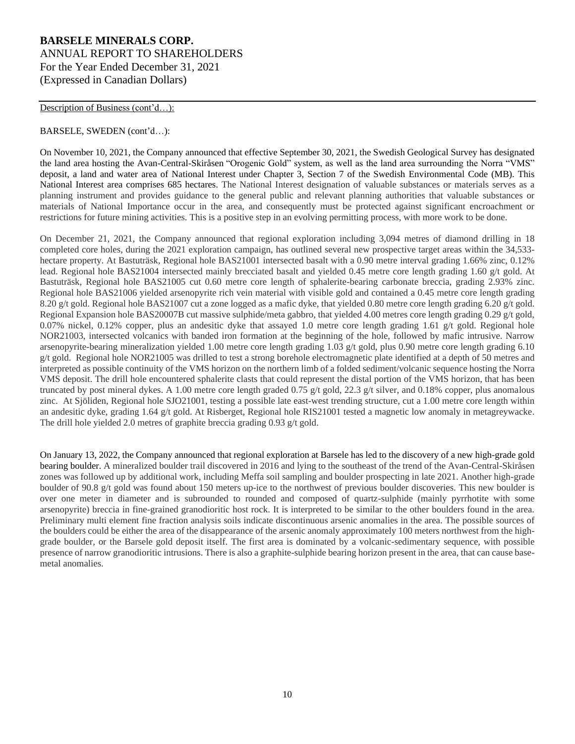Description of Business (cont'd…):

BARSELE, SWEDEN (cont'd…):

On November 10, 2021, the Company announced that effective September 30, 2021, the Swedish Geological Survey has designated the land area hosting the Avan-Central-Skiråsen "Orogenic Gold" system, as well as the land area surrounding the Norra "VMS" deposit, a land and water area of National Interest under Chapter 3, Section 7 of the Swedish Environmental Code (MB). This National Interest area comprises 685 hectares. The National Interest designation of valuable substances or materials serves as a planning instrument and provides guidance to the general public and relevant planning authorities that valuable substances or materials of National Importance occur in the area, and consequently must be protected against significant encroachment or restrictions for future mining activities. This is a positive step in an evolving permitting process, with more work to be done.

On December 21, 2021, the Company announced that regional exploration including 3,094 metres of diamond drilling in 18 completed core holes, during the 2021 exploration campaign, has outlined several new prospective target areas within the 34,533-hectare property. At Bastuträsk, Regional hole BAS21001 intersected basalt with a 0.90 metre interval grading 1.66% zinc, 0.12% lead. Regional hole BAS21004 intersected mainly brecciated basalt and yielded 0.45 metre core length grading 1.60 g/t gold. At Bastuträsk, Regional hole BAS21005 cut 0.60 metre core length of sphalerite-bearing carbonate breccia, grading 2.93% zinc. Regional hole BAS21006 yielded arsenopyrite rich vein material with visible gold and contained a 0.45 metre core length grading 8.20 g/t gold. Regional hole BAS21007 cut a zone logged as a mafic dyke, that yielded 0.80 metre core length grading 6.20 g/t gold. Regional Expansion hole BAS20007B cut massive sulphide/meta gabbro, that yielded 4.00 metres core length grading 0.29 g/t gold, 0.07% nickel, 0.12% copper, plus an andesitic dyke that assayed 1.0 metre core length grading 1.61 g/t gold. Regional hole NOR21003, intersected volcanics with banded iron formation at the beginning of the hole, followed by mafic intrusive. Narrow arsenopyrite-bearing mineralization yielded 1.00 metre core length grading 1.03 g/t gold, plus 0.90 metre core length grading 6.10 g/t gold. Regional hole NOR21005 was drilled to test a strong borehole electromagnetic plate identified at a depth of 50 metres and interpreted as possible continuity of the VMS horizon on the northern limb of a folded sediment/volcanic sequence hosting the Norra VMS deposit. The drill hole encountered sphalerite clasts that could represent the distal portion of the VMS horizon, that has been truncated by post mineral dykes. A 1.00 metre core length graded 0.75 g/t gold, 22.3 g/t silver, and 0.18% copper, plus anomalous zinc. At Sjöliden, Regional hole SJO21001, testing a possible late east-west trending structure, cut a 1.00 metre core length within an andesitic dyke, grading 1.64 g/t gold. At Risberget, Regional hole RIS21001 tested a magnetic low anomaly in metagreywacke. The drill hole yielded 2.0 metres of graphite breccia grading 0.93 g/t gold.

On January 13, 2022, the Company announced that regional exploration at Barsele has led to the discovery of a new high-grade gold bearing boulder. A mineralized boulder trail discovered in 2016 and lying to the southeast of the trend of the Avan-Central-Skiråsen zones was followed up by additional work, including Meffa soil sampling and boulder prospecting in late 2021. Another high-grade boulder of 90.8 g/t gold was found about 150 meters up-ice to the northwest of previous boulder discoveries. This new boulder is over one meter in diameter and is subrounded to rounded and composed of quartz-sulphide (mainly pyrrhotite with some arsenopyrite) breccia in fine-grained granodioritic host rock. It is interpreted to be similar to the other boulders found in the area. Preliminary multi element fine fraction analysis soils indicate discontinuous arsenic anomalies in the area. The possible sources of the boulders could be either the area of the disappearance of the arsenic anomaly approximately 100 meters northwest from the high-grade boulder, or the Barsele gold deposit itself. The first area is dominated by a volcanic-sedimentary sequence, with possible presence of narrow granodioritic intrusions. There is also a graphite-sulphide bearing horizon present in the area, that can cause base-metal anomalies.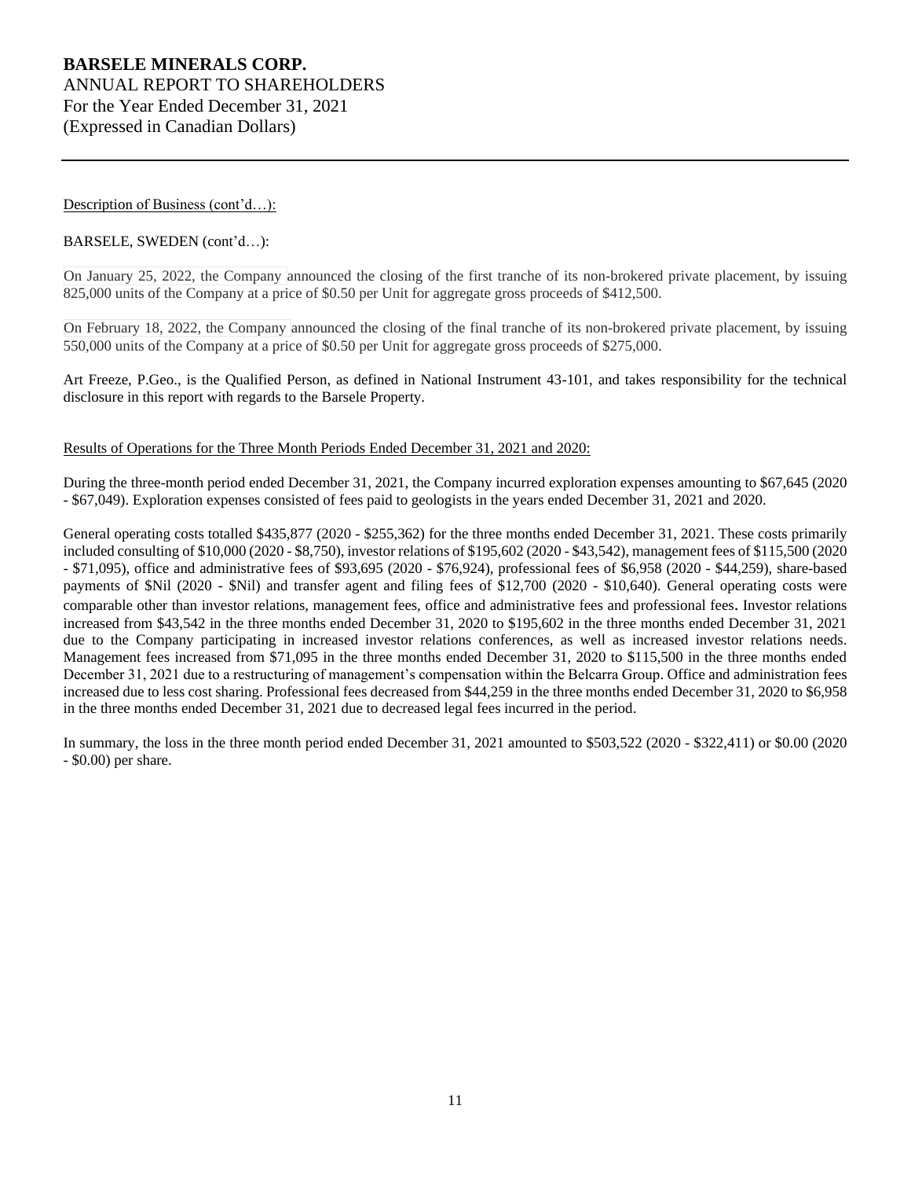Description of Business (cont'd…):

BARSELE, SWEDEN (cont'd…):

On January 25, 2022, the Company announced the closing of the first tranche of its non-brokered private placement, by issuing 825,000 units of the Company at a price of $0.50 per Unit for aggregate gross proceeds of $412,500.

On February 18, 2022, the Company announced the closing of the final tranche of its non-brokered private placement, by issuing 550,000 units of the Company at a price of $0.50 per Unit for aggregate gross proceeds of $275,000.

Art Freeze, P.Geo., is the Qualified Person, as defined in National Instrument 43-101, and takes responsibility for the technical disclosure in this report with regards to the Barsele Property.

Results of Operations for the Three Month Periods Ended December 31, 2021 and 2020:

During the three-month period ended December 31, 2021, the Company incurred exploration expenses amounting to $67,645 (2020 - $67,049). Exploration expenses consisted of fees paid to geologists in the years ended December 31, 2021 and 2020.

General operating costs totalled $435,877 (2020 - $255,362) for the three months ended December 31, 2021. These costs primarily included consulting of $10,000 (2020 - $8,750), investor relations of $195,602 (2020 - $43,542), management fees of $115,500 (2020 - $71,095), office and administrative fees of $93,695 (2020 - $76,924), professional fees of $6,958 (2020 - $44,259), share-based payments of $Nil (2020 - $Nil) and transfer agent and filing fees of $12,700 (2020 - $10,640). General operating costs were comparable other than investor relations, management fees, office and administrative fees and professional fees. Investor relations increased from $43,542 in the three months ended December 31, 2020 to $195,602 in the three months ended December 31, 2021 due to the Company participating in increased investor relations conferences, as well as increased investor relations needs. Management fees increased from $71,095 in the three months ended December 31, 2020 to $115,500 in the three months ended December 31, 2021 due to a restructuring of management's compensation within the Belcarra Group. Office and administration fees increased due to less cost sharing. Professional fees decreased from $44,259 in the three months ended December 31, 2020 to $6,958 in the three months ended December 31, 2021 due to decreased legal fees incurred in the period.

In summary, the loss in the three month period ended December 31, 2021 amounted to $503,522 (2020 - $322,411) or $0.00 (2020 - $0.00) per share.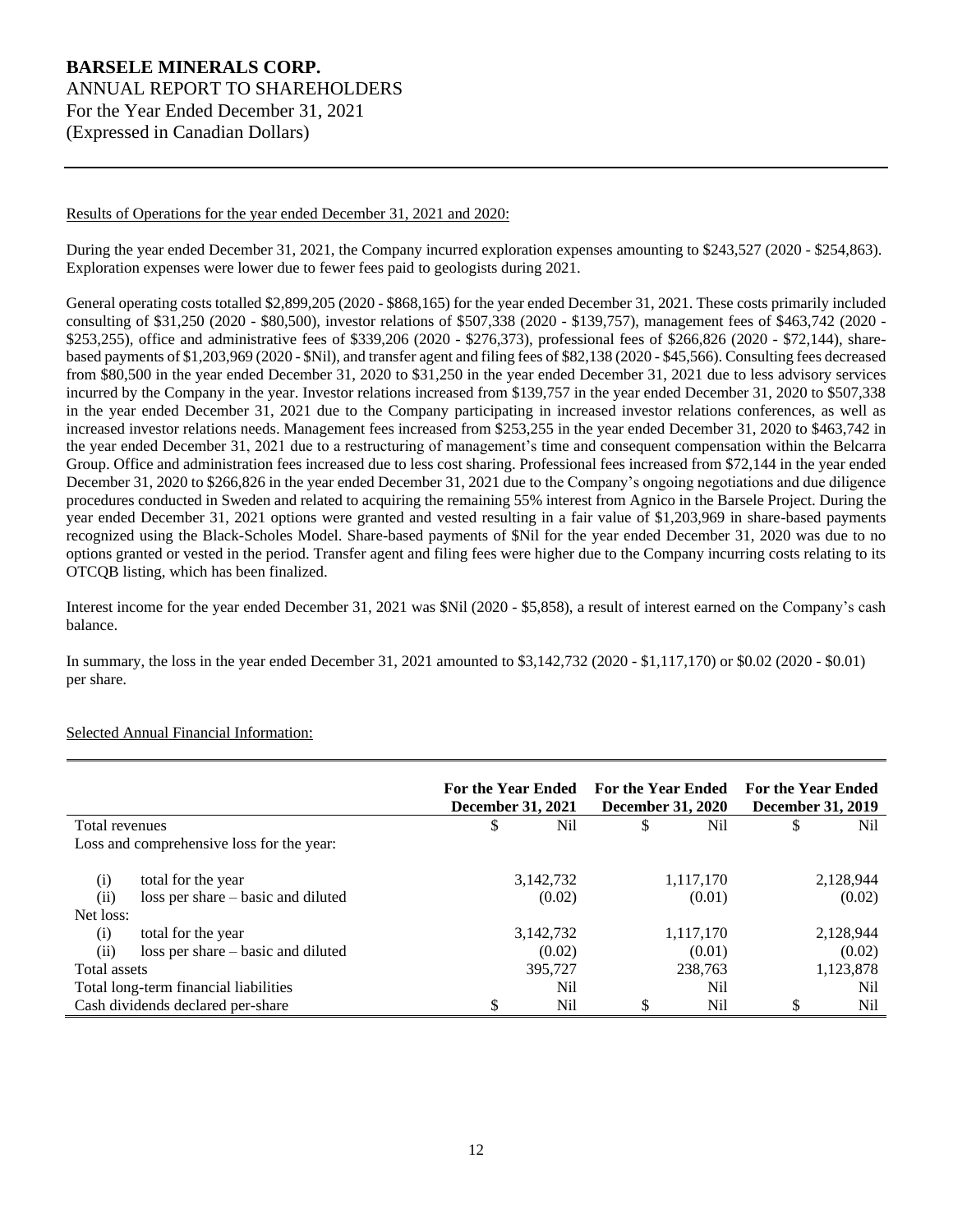**BARSELE MINERALS CORP.**
ANNUAL REPORT TO SHAREHOLDERS
For the Year Ended December 31, 2021
(Expressed in Canadian Dollars)

Results of Operations for the year ended December 31, 2021 and 2020:

During the year ended December 31, 2021, the Company incurred exploration expenses amounting to $243,527 (2020 - $254,863). Exploration expenses were lower due to fewer fees paid to geologists during 2021.

General operating costs totalled $2,899,205 (2020 - $868,165) for the year ended December 31, 2021. These costs primarily included consulting of $31,250 (2020 - $80,500), investor relations of $507,338 (2020 - $139,757), management fees of $463,742 (2020 - $253,255), office and administrative fees of $339,206 (2020 - $276,373), professional fees of $266,826 (2020 - $72,144), share-based payments of $1,203,969 (2020 - $Nil), and transfer agent and filing fees of $82,138 (2020 - $45,566). Consulting fees decreased from $80,500 in the year ended December 31, 2020 to $31,250 in the year ended December 31, 2021 due to less advisory services incurred by the Company in the year. Investor relations increased from $139,757 in the year ended December 31, 2020 to $507,338 in the year ended December 31, 2021 due to the Company participating in increased investor relations conferences, as well as increased investor relations needs. Management fees increased from $253,255 in the year ended December 31, 2020 to $463,742 in the year ended December 31, 2021 due to a restructuring of management's time and consequent compensation within the Belcarra Group. Office and administration fees increased due to less cost sharing. Professional fees increased from $72,144 in the year ended December 31, 2020 to $266,826 in the year ended December 31, 2021 due to the Company's ongoing negotiations and due diligence procedures conducted in Sweden and related to acquiring the remaining 55% interest from Agnico in the Barsele Project. During the year ended December 31, 2021 options were granted and vested resulting in a fair value of $1,203,969 in share-based payments recognized using the Black-Scholes Model. Share-based payments of $Nil for the year ended December 31, 2020 was due to no options granted or vested in the period. Transfer agent and filing fees were higher due to the Company incurring costs relating to its OTCQB listing, which has been finalized.

Interest income for the year ended December 31, 2021 was $Nil (2020 - $5,858), a result of interest earned on the Company's cash balance.

In summary, the loss in the year ended December 31, 2021 amounted to $3,142,732 (2020 - $1,117,170) or $0.02 (2020 - $0.01) per share.

Selected Annual Financial Information:

| | For the Year Ended December 31, 2021 | For the Year Ended December 31, 2020 | For the Year Ended December 31, 2019 |
|---|---|---|---|
| Total revenues | $ Nil | $ Nil | $ Nil |
| Loss and comprehensive loss for the year: | | | |
| (i) total for the year | 3,142,732 | 1,117,170 | 2,128,944 |
| (ii) loss per share – basic and diluted | (0.02) | (0.01) | (0.02) |
| Net loss: | | | |
| (i) total for the year | 3,142,732 | 1,117,170 | 2,128,944 |
| (ii) loss per share – basic and diluted | (0.02) | (0.01) | (0.02) |
| Total assets | 395,727 | 238,763 | 1,123,878 |
| Total long-term financial liabilities | Nil | Nil | Nil |
| Cash dividends declared per-share | $ Nil | $ Nil | $ Nil |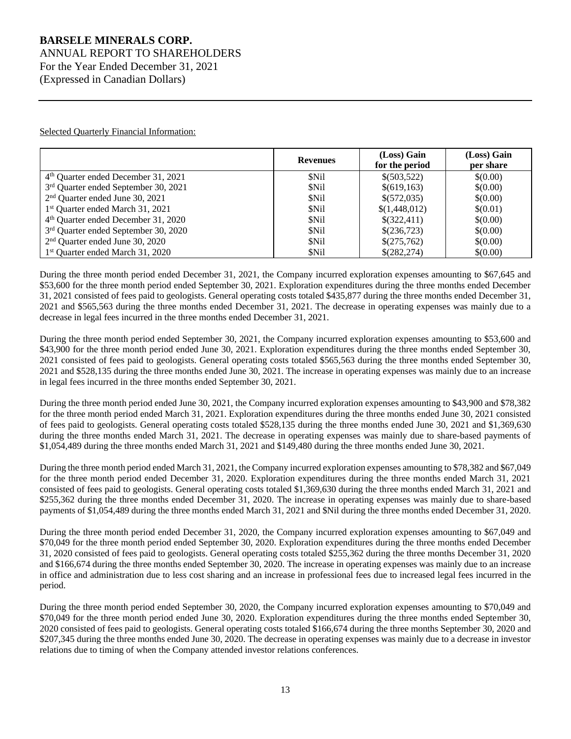Selected Quarterly Financial Information:

| | Revenues | (Loss) Gain for the period | (Loss) Gain per share |
|---|---|---|---|
| 4th Quarter ended December 31, 2021 | $Nil | $(503,522) | $(0.00) |
| 3rd Quarter ended September 30, 2021 | $Nil | $(619,163) | $(0.00) |
| 2nd Quarter ended June 30, 2021 | $Nil | $(572,035) | $(0.00) |
| 1st Quarter ended March 31, 2021 | $Nil | $(1,448,012) | $(0.01) |
| 4th Quarter ended December 31, 2020 | $Nil | $(322,411) | $(0.00) |
| 3rd Quarter ended September 30, 2020 | $Nil | $(236,723) | $(0.00) |
| 2nd Quarter ended June 30, 2020 | $Nil | $(275,762) | $(0.00) |
| 1st Quarter ended March 31, 2020 | $Nil | $(282,274) | $(0.00) |

During the three month period ended December 31, 2021, the Company incurred exploration expenses amounting to $67,645 and $53,600 for the three month period ended September 30, 2021. Exploration expenditures during the three months ended December 31, 2021 consisted of fees paid to geologists. General operating costs totaled $435,877 during the three months ended December 31, 2021 and $565,563 during the three months ended December 31, 2021. The decrease in operating expenses was mainly due to a decrease in legal fees incurred in the three months ended December 31, 2021.

During the three month period ended September 30, 2021, the Company incurred exploration expenses amounting to $53,600 and $43,900 for the three month period ended June 30, 2021. Exploration expenditures during the three months ended September 30, 2021 consisted of fees paid to geologists. General operating costs totaled $565,563 during the three months ended September 30, 2021 and $528,135 during the three months ended June 30, 2021. The increase in operating expenses was mainly due to an increase in legal fees incurred in the three months ended September 30, 2021.

During the three month period ended June 30, 2021, the Company incurred exploration expenses amounting to $43,900 and $78,382 for the three month period ended March 31, 2021. Exploration expenditures during the three months ended June 30, 2021 consisted of fees paid to geologists. General operating costs totaled $528,135 during the three months ended June 30, 2021 and $1,369,630 during the three months ended March 31, 2021. The decrease in operating expenses was mainly due to share-based payments of $1,054,489 during the three months ended March 31, 2021 and $149,480 during the three months ended June 30, 2021.

During the three month period ended March 31, 2021, the Company incurred exploration expenses amounting to $78,382 and $67,049 for the three month period ended December 31, 2020. Exploration expenditures during the three months ended March 31, 2021 consisted of fees paid to geologists. General operating costs totaled $1,369,630 during the three months ended March 31, 2021 and $255,362 during the three months ended December 31, 2020. The increase in operating expenses was mainly due to share-based payments of $1,054,489 during the three months ended March 31, 2021 and $Nil during the three months ended December 31, 2020.

During the three month period ended December 31, 2020, the Company incurred exploration expenses amounting to $67,049 and $70,049 for the three month period ended September 30, 2020. Exploration expenditures during the three months ended December 31, 2020 consisted of fees paid to geologists. General operating costs totaled $255,362 during the three months December 31, 2020 and $166,674 during the three months ended September 30, 2020. The increase in operating expenses was mainly due to an increase in office and administration due to less cost sharing and an increase in professional fees due to increased legal fees incurred in the period.

During the three month period ended September 30, 2020, the Company incurred exploration expenses amounting to $70,049 and $70,049 for the three month period ended June 30, 2020. Exploration expenditures during the three months ended September 30, 2020 consisted of fees paid to geologists. General operating costs totaled $166,674 during the three months September 30, 2020 and $207,345 during the three months ended June 30, 2020. The decrease in operating expenses was mainly due to a decrease in investor relations due to timing of when the Company attended investor relations conferences.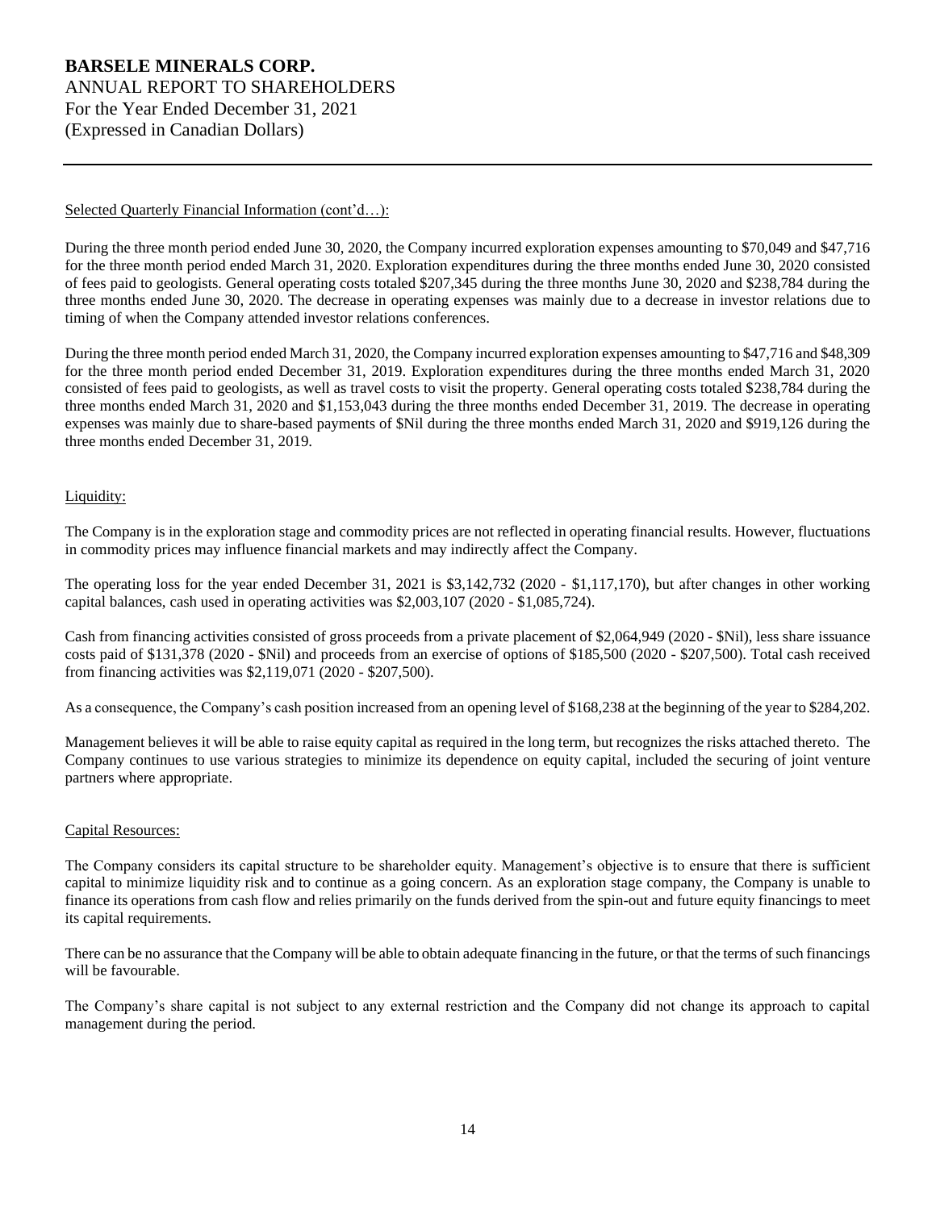Selected Quarterly Financial Information (cont'd…):

During the three month period ended June 30, 2020, the Company incurred exploration expenses amounting to $70,049 and $47,716 for the three month period ended March 31, 2020. Exploration expenditures during the three months ended June 30, 2020 consisted of fees paid to geologists. General operating costs totaled $207,345 during the three months June 30, 2020 and $238,784 during the three months ended June 30, 2020. The decrease in operating expenses was mainly due to a decrease in investor relations due to timing of when the Company attended investor relations conferences.

During the three month period ended March 31, 2020, the Company incurred exploration expenses amounting to $47,716 and $48,309 for the three month period ended December 31, 2019. Exploration expenditures during the three months ended March 31, 2020 consisted of fees paid to geologists, as well as travel costs to visit the property. General operating costs totaled $238,784 during the three months ended March 31, 2020 and $1,153,043 during the three months ended December 31, 2019. The decrease in operating expenses was mainly due to share-based payments of $Nil during the three months ended March 31, 2020 and $919,126 during the three months ended December 31, 2019.

## Liquidity:

The Company is in the exploration stage and commodity prices are not reflected in operating financial results. However, fluctuations in commodity prices may influence financial markets and may indirectly affect the Company.

The operating loss for the year ended December 31, 2021 is $3,142,732 (2020 - $1,117,170), but after changes in other working capital balances, cash used in operating activities was $2,003,107 (2020 - $1,085,724).

Cash from financing activities consisted of gross proceeds from a private placement of $2,064,949 (2020 - $Nil), less share issuance costs paid of $131,378 (2020 - $Nil) and proceeds from an exercise of options of $185,500 (2020 - $207,500). Total cash received from financing activities was $2,119,071 (2020 - $207,500).

As a consequence, the Company's cash position increased from an opening level of $168,238 at the beginning of the year to $284,202.

Management believes it will be able to raise equity capital as required in the long term, but recognizes the risks attached thereto. The Company continues to use various strategies to minimize its dependence on equity capital, included the securing of joint venture partners where appropriate.

## Capital Resources:

The Company considers its capital structure to be shareholder equity. Management's objective is to ensure that there is sufficient capital to minimize liquidity risk and to continue as a going concern. As an exploration stage company, the Company is unable to finance its operations from cash flow and relies primarily on the funds derived from the spin-out and future equity financings to meet its capital requirements.

There can be no assurance that the Company will be able to obtain adequate financing in the future, or that the terms of such financings will be favourable.

The Company's share capital is not subject to any external restriction and the Company did not change its approach to capital management during the period.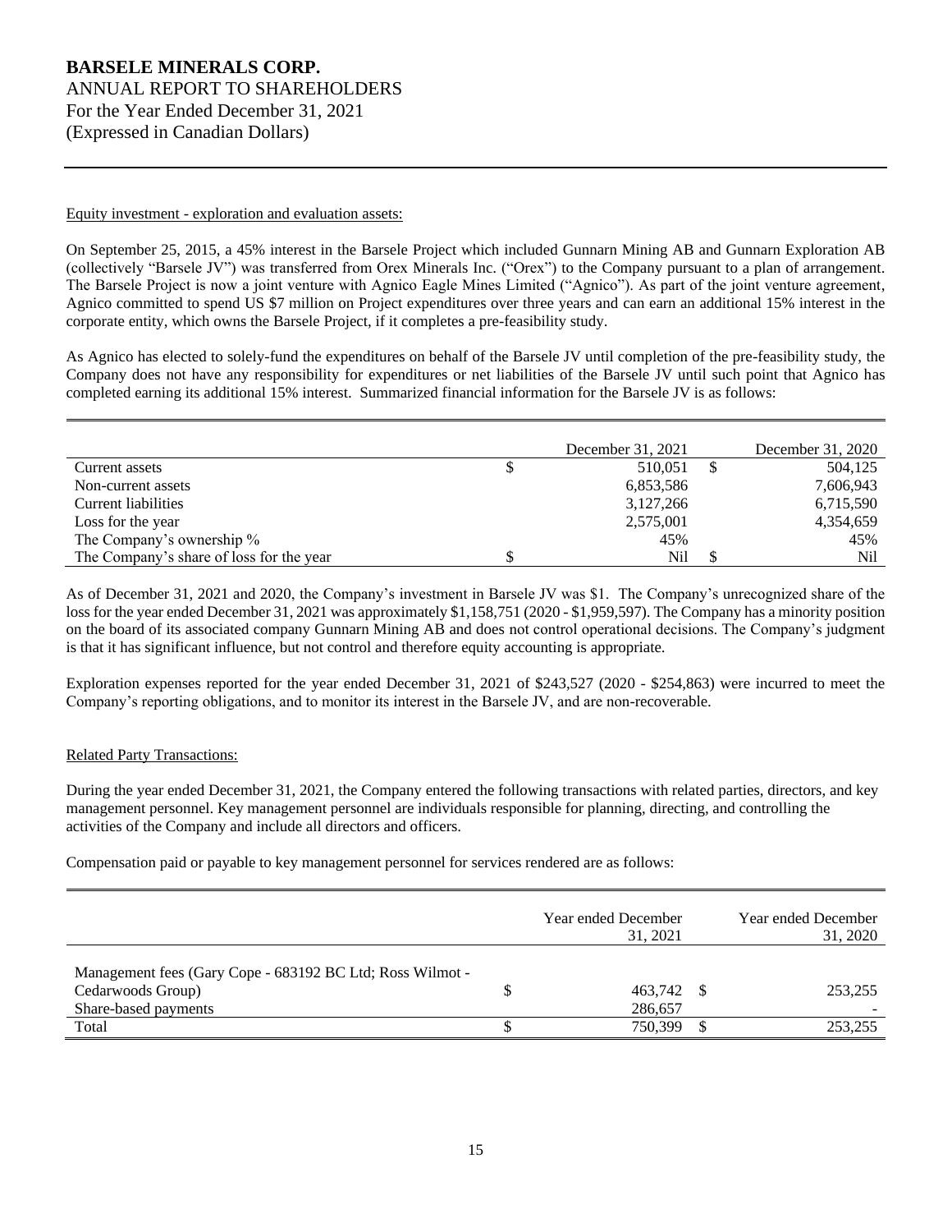Equity investment - exploration and evaluation assets:

On September 25, 2015, a 45% interest in the Barsele Project which included Gunnarn Mining AB and Gunnarn Exploration AB (collectively "Barsele JV") was transferred from Orex Minerals Inc. ("Orex") to the Company pursuant to a plan of arrangement. The Barsele Project is now a joint venture with Agnico Eagle Mines Limited ("Agnico"). As part of the joint venture agreement, Agnico committed to spend US $7 million on Project expenditures over three years and can earn an additional 15% interest in the corporate entity, which owns the Barsele Project, if it completes a pre-feasibility study.

As Agnico has elected to solely-fund the expenditures on behalf of the Barsele JV until completion of the pre-feasibility study, the Company does not have any responsibility for expenditures or net liabilities of the Barsele JV until such point that Agnico has completed earning its additional 15% interest. Summarized financial information for the Barsele JV is as follows:

| | December 31, 2021 | December 31, 2020 |
|---|---|---|
| Current assets | $ 510,051 | $ 504,125 |
| Non-current assets | 6,853,586 | 7,606,943 |
| Current liabilities | 3,127,266 | 6,715,590 |
| Loss for the year | 2,575,001 | 4,354,659 |
| The Company's ownership % | 45% | 45% |
| The Company's share of loss for the year | $ Nil | $ Nil |

As of December 31, 2021 and 2020, the Company's investment in Barsele JV was $1. The Company's unrecognized share of the loss for the year ended December 31, 2021 was approximately $1,158,751 (2020 - $1,959,597). The Company has a minority position on the board of its associated company Gunnarn Mining AB and does not control operational decisions. The Company's judgment is that it has significant influence, but not control and therefore equity accounting is appropriate.

Exploration expenses reported for the year ended December 31, 2021 of $243,527 (2020 - $254,863) were incurred to meet the Company's reporting obligations, and to monitor its interest in the Barsele JV, and are non-recoverable.

Related Party Transactions:

During the year ended December 31, 2021, the Company entered the following transactions with related parties, directors, and key management personnel. Key management personnel are individuals responsible for planning, directing, and controlling the activities of the Company and include all directors and officers.

Compensation paid or payable to key management personnel for services rendered are as follows:

| | Year ended December 31, 2021 | Year ended December 31, 2020 |
|---|---|---|
| Management fees (Gary Cope - 683192 BC Ltd; Ross Wilmot - Cedarwoods Group) | $ 463,742 | $ 253,255 |
| Share-based payments | 286,657 | - |
| Total | $ 750,399 | $ 253,255 |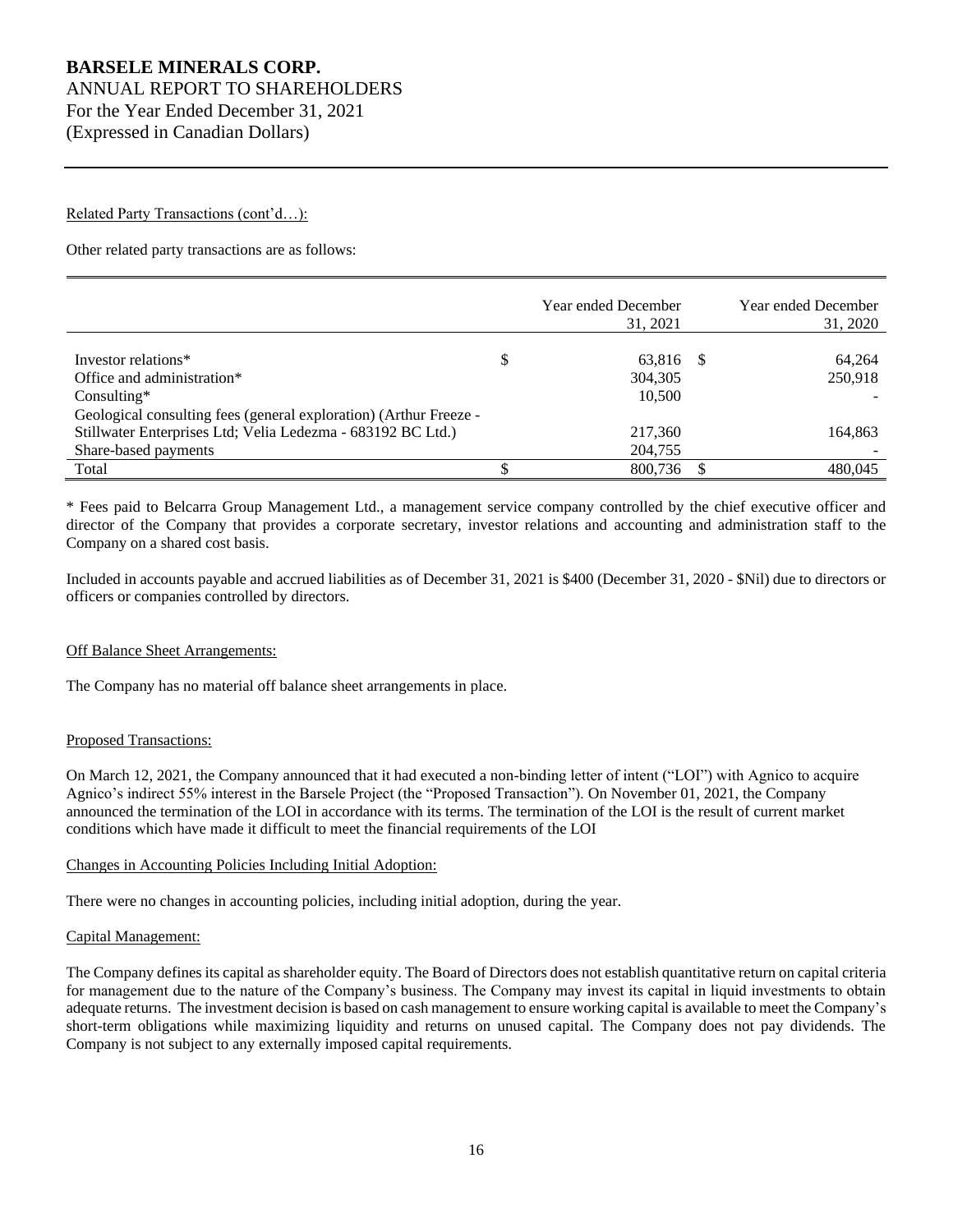Related Party Transactions (cont'd…):

Other related party transactions are as follows:

| | Year ended December 31, 2021 | Year ended December 31, 2020 |
|---|---|---|
| Investor relations* | $ 63,816 | $ 64,264 |
| Office and administration* | 304,305 | 250,918 |
| Consulting* | 10,500 | - |
| Geological consulting fees (general exploration) (Arthur Freeze - Stillwater Enterprises Ltd; Velia Ledezma - 683192 BC Ltd.) | 217,360 | 164,863 |
| Share-based payments | 204,755 | - |
| Total | $ 800,736 | $ 480,045 |

\* Fees paid to Belcarra Group Management Ltd., a management service company controlled by the chief executive officer and director of the Company that provides a corporate secretary, investor relations and accounting and administration staff to the Company on a shared cost basis.

Included in accounts payable and accrued liabilities as of December 31, 2021 is $400 (December 31, 2020 - $Nil) due to directors or officers or companies controlled by directors.

Off Balance Sheet Arrangements:

The Company has no material off balance sheet arrangements in place.

Proposed Transactions:

On March 12, 2021, the Company announced that it had executed a non-binding letter of intent ("LOI") with Agnico to acquire Agnico's indirect 55% interest in the Barsele Project (the "Proposed Transaction"). On November 01, 2021, the Company announced the termination of the LOI in accordance with its terms. The termination of the LOI is the result of current market conditions which have made it difficult to meet the financial requirements of the LOI

Changes in Accounting Policies Including Initial Adoption:

There were no changes in accounting policies, including initial adoption, during the year.

Capital Management:

The Company defines its capital as shareholder equity. The Board of Directors does not establish quantitative return on capital criteria for management due to the nature of the Company's business. The Company may invest its capital in liquid investments to obtain adequate returns. The investment decision is based on cash management to ensure working capital is available to meet the Company's short-term obligations while maximizing liquidity and returns on unused capital. The Company does not pay dividends. The Company is not subject to any externally imposed capital requirements.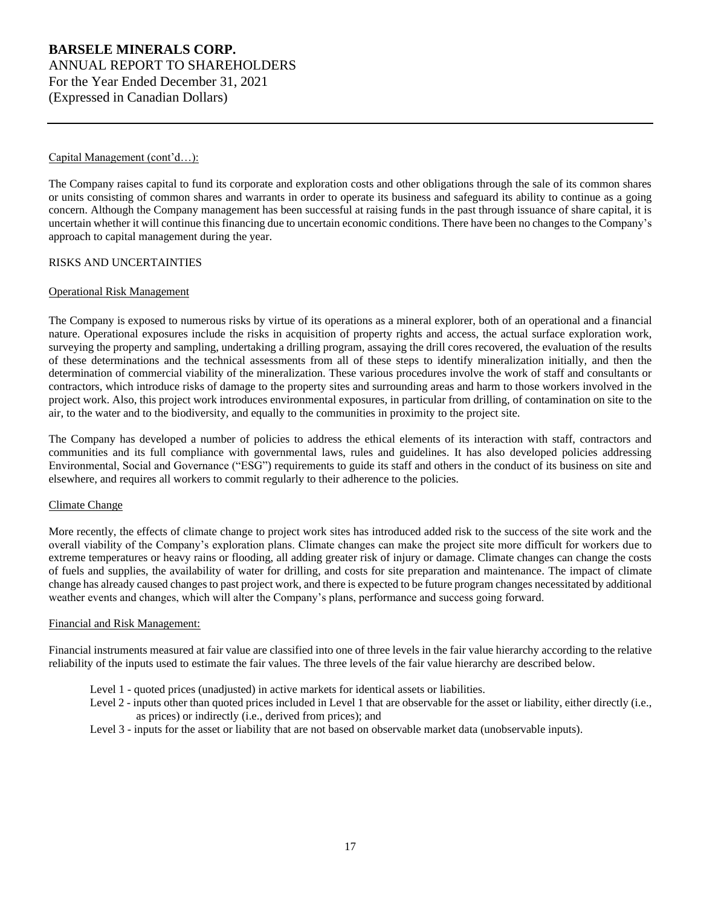Capital Management (cont'd…):

The Company raises capital to fund its corporate and exploration costs and other obligations through the sale of its common shares or units consisting of common shares and warrants in order to operate its business and safeguard its ability to continue as a going concern. Although the Company management has been successful at raising funds in the past through issuance of share capital, it is uncertain whether it will continue this financing due to uncertain economic conditions. There have been no changes to the Company's approach to capital management during the year.

## RISKS AND UNCERTAINTIES

### Operational Risk Management

The Company is exposed to numerous risks by virtue of its operations as a mineral explorer, both of an operational and a financial nature. Operational exposures include the risks in acquisition of property rights and access, the actual surface exploration work, surveying the property and sampling, undertaking a drilling program, assaying the drill cores recovered, the evaluation of the results of these determinations and the technical assessments from all of these steps to identify mineralization initially, and then the determination of commercial viability of the mineralization. These various procedures involve the work of staff and consultants or contractors, which introduce risks of damage to the property sites and surrounding areas and harm to those workers involved in the project work. Also, this project work introduces environmental exposures, in particular from drilling, of contamination on site to the air, to the water and to the biodiversity, and equally to the communities in proximity to the project site.

The Company has developed a number of policies to address the ethical elements of its interaction with staff, contractors and communities and its full compliance with governmental laws, rules and guidelines. It has also developed policies addressing Environmental, Social and Governance ("ESG") requirements to guide its staff and others in the conduct of its business on site and elsewhere, and requires all workers to commit regularly to their adherence to the policies.

### Climate Change

More recently, the effects of climate change to project work sites has introduced added risk to the success of the site work and the overall viability of the Company's exploration plans. Climate changes can make the project site more difficult for workers due to extreme temperatures or heavy rains or flooding, all adding greater risk of injury or damage. Climate changes can change the costs of fuels and supplies, the availability of water for drilling, and costs for site preparation and maintenance. The impact of climate change has already caused changes to past project work, and there is expected to be future program changes necessitated by additional weather events and changes, which will alter the Company's plans, performance and success going forward.

### Financial and Risk Management:

Financial instruments measured at fair value are classified into one of three levels in the fair value hierarchy according to the relative reliability of the inputs used to estimate the fair values. The three levels of the fair value hierarchy are described below.

- Level 1 - quoted prices (unadjusted) in active markets for identical assets or liabilities.
- Level 2 - inputs other than quoted prices included in Level 1 that are observable for the asset or liability, either directly (i.e., as prices) or indirectly (i.e., derived from prices); and
- Level 3 - inputs for the asset or liability that are not based on observable market data (unobservable inputs).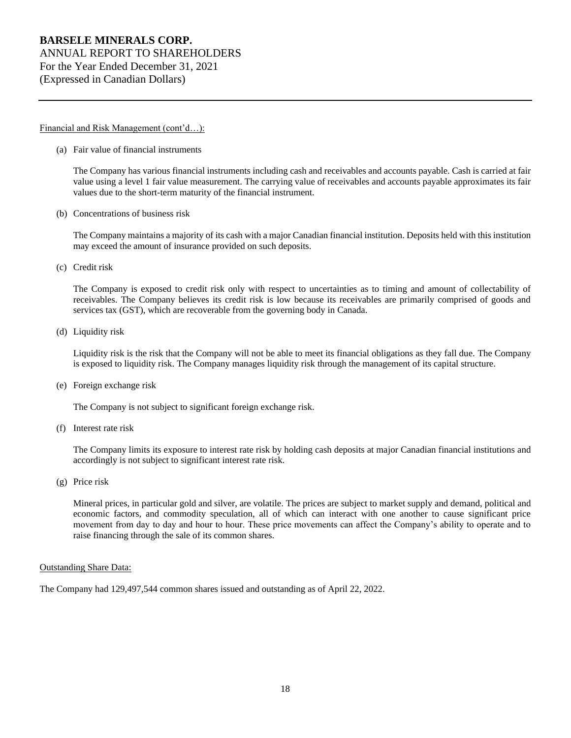Financial and Risk Management (cont'd…):

(a) Fair value of financial instruments

The Company has various financial instruments including cash and receivables and accounts payable. Cash is carried at fair value using a level 1 fair value measurement. The carrying value of receivables and accounts payable approximates its fair values due to the short-term maturity of the financial instrument.

(b) Concentrations of business risk

The Company maintains a majority of its cash with a major Canadian financial institution. Deposits held with this institution may exceed the amount of insurance provided on such deposits.

(c) Credit risk

The Company is exposed to credit risk only with respect to uncertainties as to timing and amount of collectability of receivables. The Company believes its credit risk is low because its receivables are primarily comprised of goods and services tax (GST), which are recoverable from the governing body in Canada.

(d) Liquidity risk

Liquidity risk is the risk that the Company will not be able to meet its financial obligations as they fall due. The Company is exposed to liquidity risk. The Company manages liquidity risk through the management of its capital structure.

(e) Foreign exchange risk

The Company is not subject to significant foreign exchange risk.

(f) Interest rate risk

The Company limits its exposure to interest rate risk by holding cash deposits at major Canadian financial institutions and accordingly is not subject to significant interest rate risk.

(g) Price risk

Mineral prices, in particular gold and silver, are volatile. The prices are subject to market supply and demand, political and economic factors, and commodity speculation, all of which can interact with one another to cause significant price movement from day to day and hour to hour. These price movements can affect the Company's ability to operate and to raise financing through the sale of its common shares.

Outstanding Share Data:

The Company had 129,497,544 common shares issued and outstanding as of April 22, 2022.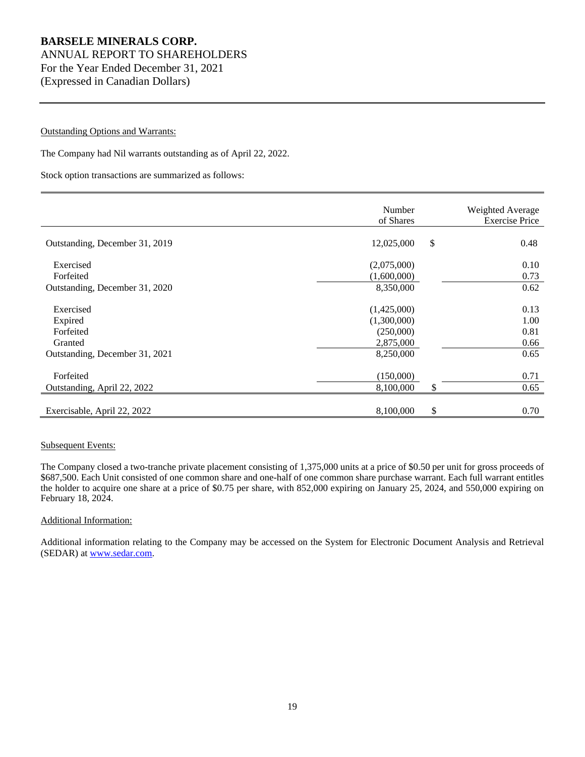# BARSELE MINERALS CORP.

ANNUAL REPORT TO SHAREHOLDERS
For the Year Ended December 31, 2021
(Expressed in Canadian Dollars)

Outstanding Options and Warrants:

The Company had Nil warrants outstanding as of April 22, 2022.

Stock option transactions are summarized as follows:

| | Number of Shares | | Weighted Average Exercise Price |
|---|---|---|---|
| Outstanding, December 31, 2019 | 12,025,000 | $ | 0.48 |
| Exercised | (2,075,000) | | 0.10 |
| Forfeited | (1,600,000) | | 0.73 |
| Outstanding, December 31, 2020 | 8,350,000 | | 0.62 |
| Exercised | (1,425,000) | | 0.13 |
| Expired | (1,300,000) | | 1.00 |
| Forfeited | (250,000) | | 0.81 |
| Granted | 2,875,000 | | 0.66 |
| Outstanding, December 31, 2021 | 8,250,000 | | 0.65 |
| Forfeited | (150,000) | | 0.71 |
| Outstanding, April 22, 2022 | 8,100,000 | $ | 0.65 |
| Exercisable, April 22, 2022 | 8,100,000 | $ | 0.70 |

Subsequent Events:

The Company closed a two-tranche private placement consisting of 1,375,000 units at a price of $0.50 per unit for gross proceeds of $687,500. Each Unit consisted of one common share and one-half of one common share purchase warrant. Each full warrant entitles the holder to acquire one share at a price of $0.75 per share, with 852,000 expiring on January 25, 2024, and 550,000 expiring on February 18, 2024.

Additional Information:

Additional information relating to the Company may be accessed on the System for Electronic Document Analysis and Retrieval (SEDAR) at www.sedar.com.